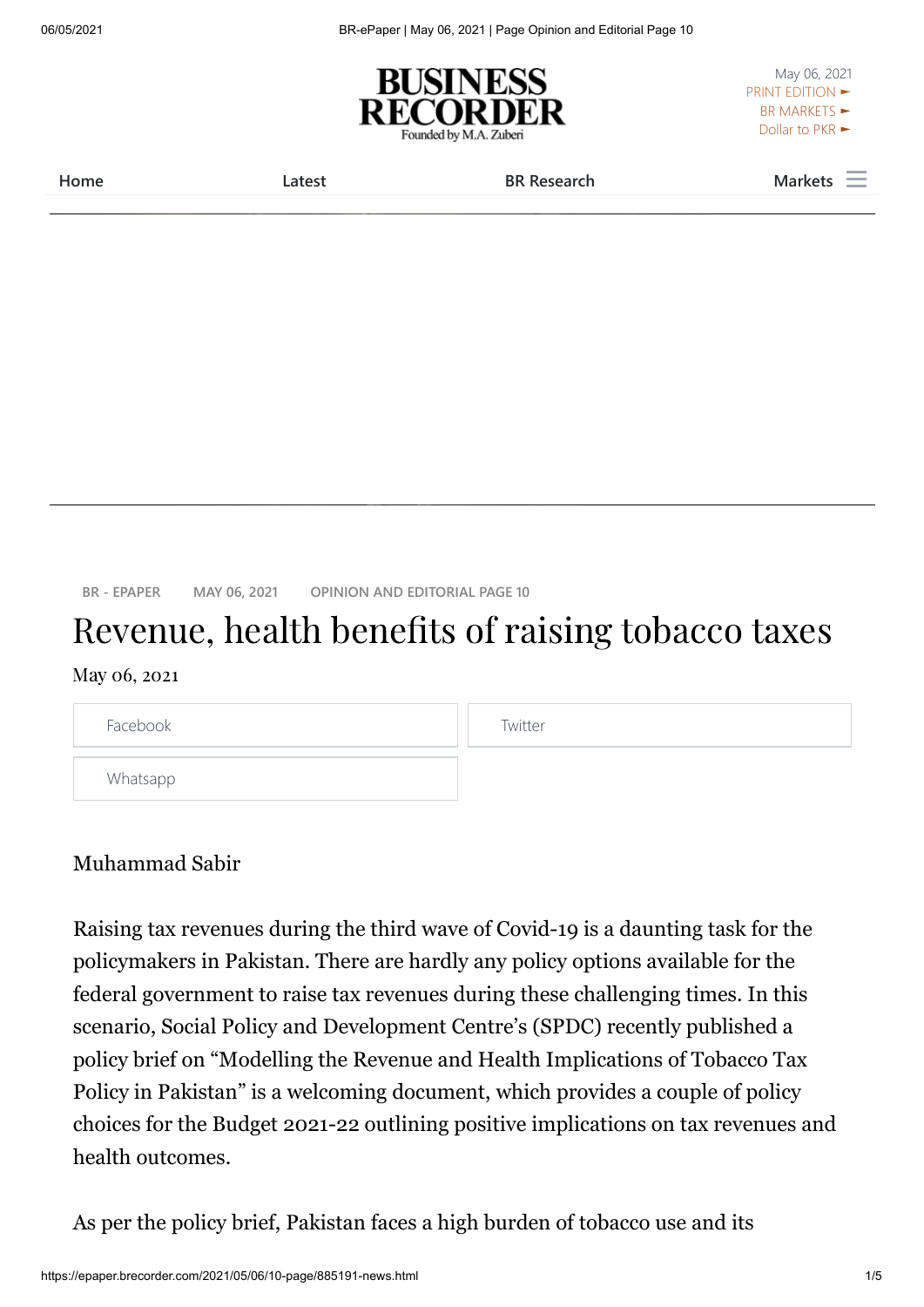BR - EPAPER   MAY 06, 2021   OPINION AND EDITORIAL PAGE 10

# Revenue, health benefits of raising tobacco taxes

May 06, 2021

Muhammad Sabir

Raising tax revenues during the third wave of Covid-19 is a daunting task for the policymakers in Pakistan. There are hardly any policy options available for the federal government to raise tax revenues during these challenging times. In this scenario, Social Policy and Development Centre's (SPDC) recently published a policy brief on "Modelling the Revenue and Health Implications of Tobacco Tax Policy in Pakistan" is a welcoming document, which provides a couple of policy choices for the Budget 2021-22 outlining positive implications on tax revenues and health outcomes.

As per the policy brief, Pakistan faces a high burden of tobacco use and its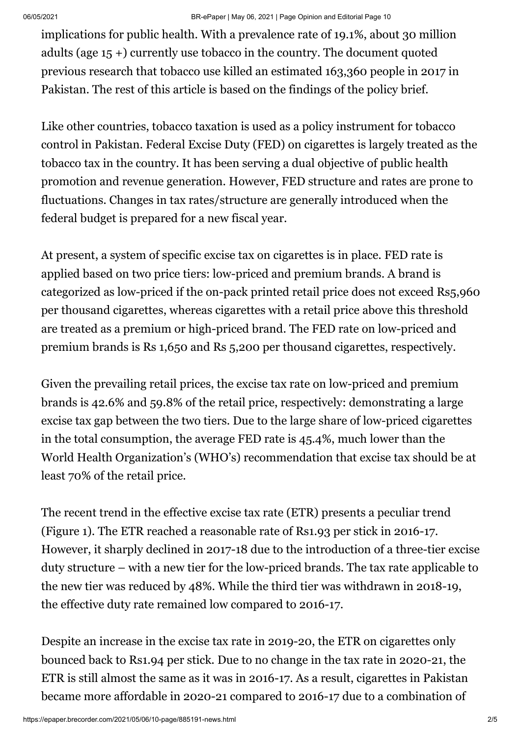implications for public health. With a prevalence rate of 19.1%, about 30 million adults (age 15 +) currently use tobacco in the country. The document quoted previous research that tobacco use killed an estimated 163,360 people in 2017 in Pakistan. The rest of this article is based on the findings of the policy brief.

Like other countries, tobacco taxation is used as a policy instrument for tobacco control in Pakistan. Federal Excise Duty (FED) on cigarettes is largely treated as the tobacco tax in the country. It has been serving a dual objective of public health promotion and revenue generation. However, FED structure and rates are prone to fluctuations. Changes in tax rates/structure are generally introduced when the federal budget is prepared for a new fiscal year.

At present, a system of specific excise tax on cigarettes is in place. FED rate is applied based on two price tiers: low-priced and premium brands. A brand is categorized as low-priced if the on-pack printed retail price does not exceed Rs5,960 per thousand cigarettes, whereas cigarettes with a retail price above this threshold are treated as a premium or high-priced brand. The FED rate on low-priced and premium brands is Rs 1,650 and Rs 5,200 per thousand cigarettes, respectively.

Given the prevailing retail prices, the excise tax rate on low-priced and premium brands is 42.6% and 59.8% of the retail price, respectively: demonstrating a large excise tax gap between the two tiers. Due to the large share of low-priced cigarettes in the total consumption, the average FED rate is 45.4%, much lower than the World Health Organization's (WHO's) recommendation that excise tax should be at least 70% of the retail price.

The recent trend in the effective excise tax rate (ETR) presents a peculiar trend (Figure 1). The ETR reached a reasonable rate of Rs1.93 per stick in 2016-17. However, it sharply declined in 2017-18 due to the introduction of a three-tier excise duty structure – with a new tier for the low-priced brands. The tax rate applicable to the new tier was reduced by 48%. While the third tier was withdrawn in 2018-19, the effective duty rate remained low compared to 2016-17.

Despite an increase in the excise tax rate in 2019-20, the ETR on cigarettes only bounced back to Rs1.94 per stick. Due to no change in the tax rate in 2020-21, the ETR is still almost the same as it was in 2016-17. As a result, cigarettes in Pakistan became more affordable in 2020-21 compared to 2016-17 due to a combination of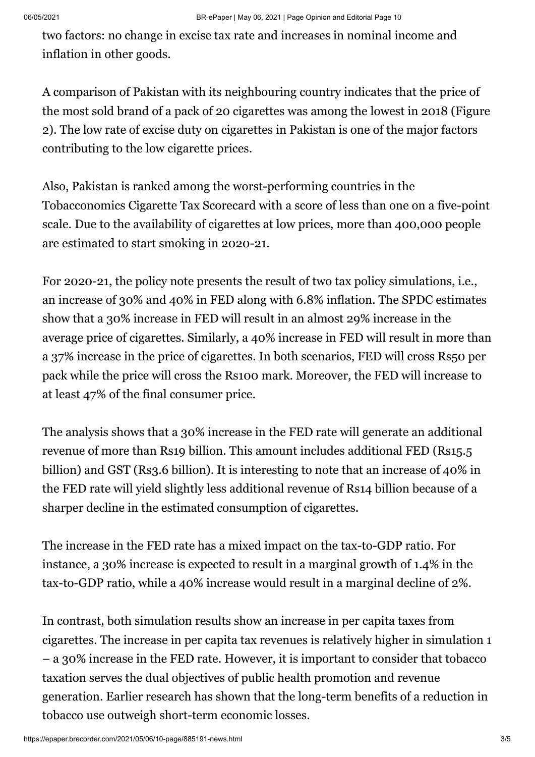two factors: no change in excise tax rate and increases in nominal income and inflation in other goods.

A comparison of Pakistan with its neighbouring country indicates that the price of the most sold brand of a pack of 20 cigarettes was among the lowest in 2018 (Figure 2). The low rate of excise duty on cigarettes in Pakistan is one of the major factors contributing to the low cigarette prices.

Also, Pakistan is ranked among the worst-performing countries in the Tobacconomics Cigarette Tax Scorecard with a score of less than one on a five-point scale. Due to the availability of cigarettes at low prices, more than 400,000 people are estimated to start smoking in 2020-21.

For 2020-21, the policy note presents the result of two tax policy simulations, i.e., an increase of 30% and 40% in FED along with 6.8% inflation. The SPDC estimates show that a 30% increase in FED will result in an almost 29% increase in the average price of cigarettes. Similarly, a 40% increase in FED will result in more than a 37% increase in the price of cigarettes. In both scenarios, FED will cross Rs50 per pack while the price will cross the Rs100 mark. Moreover, the FED will increase to at least 47% of the final consumer price.

The analysis shows that a 30% increase in the FED rate will generate an additional revenue of more than Rs19 billion. This amount includes additional FED (Rs15.5 billion) and GST (Rs3.6 billion). It is interesting to note that an increase of 40% in the FED rate will yield slightly less additional revenue of Rs14 billion because of a sharper decline in the estimated consumption of cigarettes.

The increase in the FED rate has a mixed impact on the tax-to-GDP ratio. For instance, a 30% increase is expected to result in a marginal growth of 1.4% in the tax-to-GDP ratio, while a 40% increase would result in a marginal decline of 2%.

In contrast, both simulation results show an increase in per capita taxes from cigarettes. The increase in per capita tax revenues is relatively higher in simulation 1 – a 30% increase in the FED rate. However, it is important to consider that tobacco taxation serves the dual objectives of public health promotion and revenue generation. Earlier research has shown that the long-term benefits of a reduction in tobacco use outweigh short-term economic losses.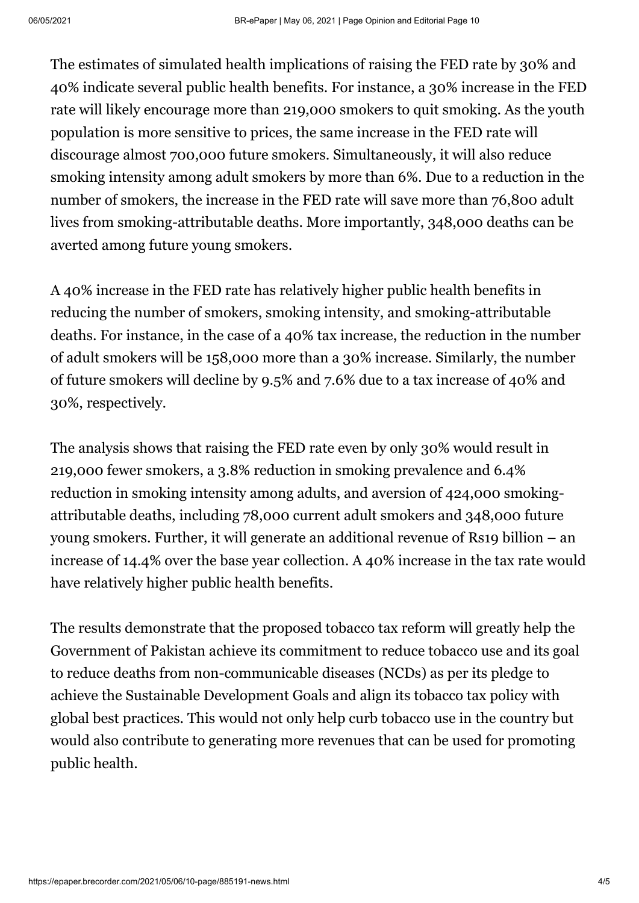The estimates of simulated health implications of raising the FED rate by 30% and 40% indicate several public health benefits. For instance, a 30% increase in the FED rate will likely encourage more than 219,000 smokers to quit smoking. As the youth population is more sensitive to prices, the same increase in the FED rate will discourage almost 700,000 future smokers. Simultaneously, it will also reduce smoking intensity among adult smokers by more than 6%. Due to a reduction in the number of smokers, the increase in the FED rate will save more than 76,800 adult lives from smoking-attributable deaths. More importantly, 348,000 deaths can be averted among future young smokers.

A 40% increase in the FED rate has relatively higher public health benefits in reducing the number of smokers, smoking intensity, and smoking-attributable deaths. For instance, in the case of a 40% tax increase, the reduction in the number of adult smokers will be 158,000 more than a 30% increase. Similarly, the number of future smokers will decline by 9.5% and 7.6% due to a tax increase of 40% and 30%, respectively.

The analysis shows that raising the FED rate even by only 30% would result in 219,000 fewer smokers, a 3.8% reduction in smoking prevalence and 6.4% reduction in smoking intensity among adults, and aversion of 424,000 smoking-attributable deaths, including 78,000 current adult smokers and 348,000 future young smokers. Further, it will generate an additional revenue of Rs19 billion – an increase of 14.4% over the base year collection. A 40% increase in the tax rate would have relatively higher public health benefits.

The results demonstrate that the proposed tobacco tax reform will greatly help the Government of Pakistan achieve its commitment to reduce tobacco use and its goal to reduce deaths from non-communicable diseases (NCDs) as per its pledge to achieve the Sustainable Development Goals and align its tobacco tax policy with global best practices. This would not only help curb tobacco use in the country but would also contribute to generating more revenues that can be used for promoting public health.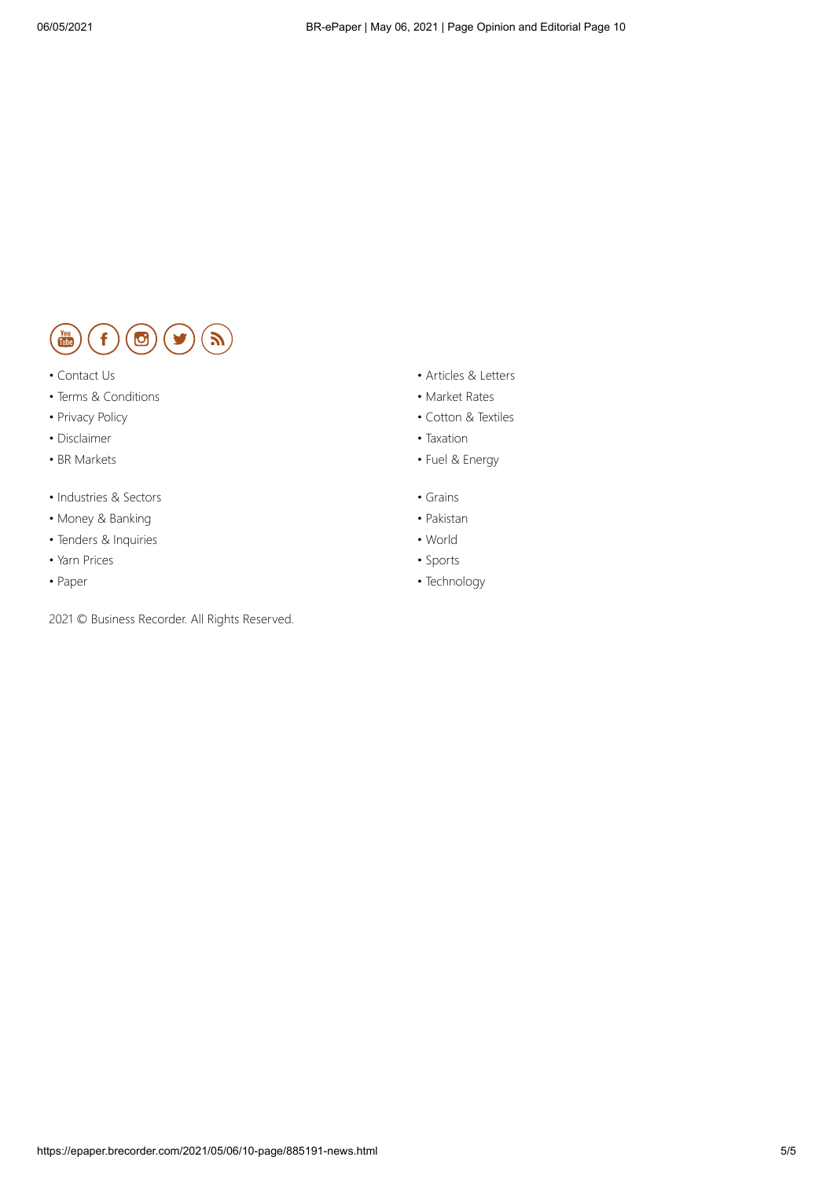- Contact Us
- Terms & Conditions
- Privacy Policy
- Disclaimer
- BR Markets

- Industries & Sectors
- Money & Banking
- Tenders & Inquiries
- Yarn Prices
- Paper

- Articles & Letters
- Market Rates
- Cotton & Textiles
- Taxation
- Fuel & Energy

- Grains
- Pakistan
- World
- Sports
- Technology

2021 © Business Recorder. All Rights Reserved.